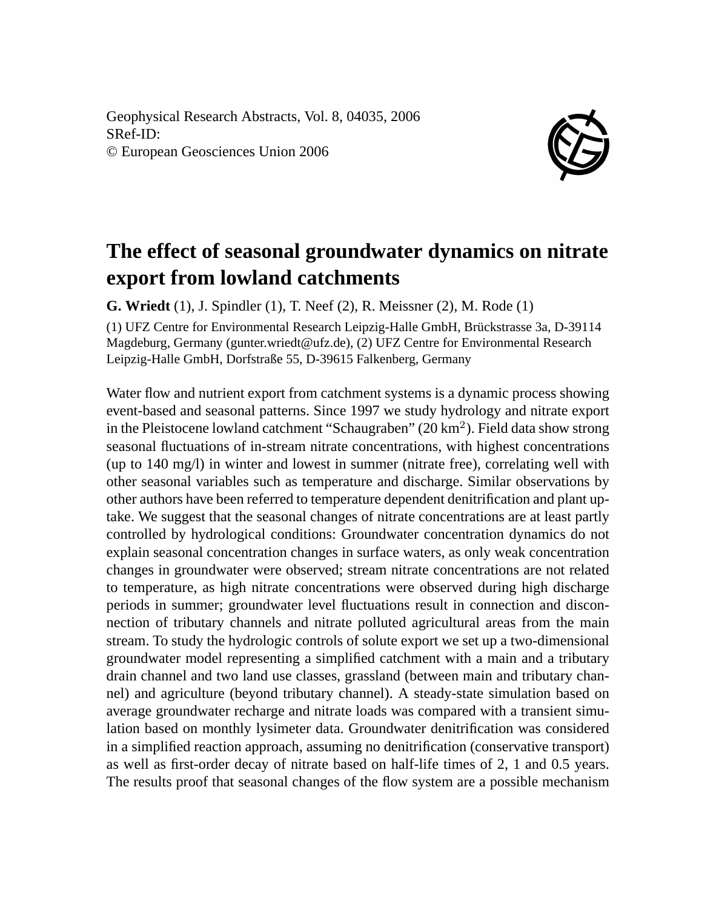Geophysical Research Abstracts, Vol. 8, 04035, 2006
SRef-ID:
© European Geosciences Union 2006

# The effect of seasonal groundwater dynamics on nitrate export from lowland catchments

**G. Wriedt** (1), J. Spindler (1), T. Neef (2), R. Meissner (2), M. Rode (1)

(1) UFZ Centre for Environmental Research Leipzig-Halle GmbH, Brückstrasse 3a, D-39114 Magdeburg, Germany (gunter.wriedt@ufz.de), (2) UFZ Centre for Environmental Research Leipzig-Halle GmbH, Dorfstraße 55, D-39615 Falkenberg, Germany

Water flow and nutrient export from catchment systems is a dynamic process showing event-based and seasonal patterns. Since 1997 we study hydrology and nitrate export in the Pleistocene lowland catchment "Schaugraben" (20 $km^2$). Field data show strong seasonal fluctuations of in-stream nitrate concentrations, with highest concentrations (up to 140 mg/l) in winter and lowest in summer (nitrate free), correlating well with other seasonal variables such as temperature and discharge. Similar observations by other authors have been referred to temperature dependent denitrification and plant uptake. We suggest that the seasonal changes of nitrate concentrations are at least partly controlled by hydrological conditions: Groundwater concentration dynamics do not explain seasonal concentration changes in surface waters, as only weak concentration changes in groundwater were observed; stream nitrate concentrations are not related to temperature, as high nitrate concentrations were observed during high discharge periods in summer; groundwater level fluctuations result in connection and disconnection of tributary channels and nitrate polluted agricultural areas from the main stream. To study the hydrologic controls of solute export we set up a two-dimensional groundwater model representing a simplified catchment with a main and a tributary drain channel and two land use classes, grassland (between main and tributary channel) and agriculture (beyond tributary channel). A steady-state simulation based on average groundwater recharge and nitrate loads was compared with a transient simulation based on monthly lysimeter data. Groundwater denitrification was considered in a simplified reaction approach, assuming no denitrification (conservative transport) as well as first-order decay of nitrate based on half-life times of 2, 1 and 0.5 years. The results proof that seasonal changes of the flow system are a possible mechanism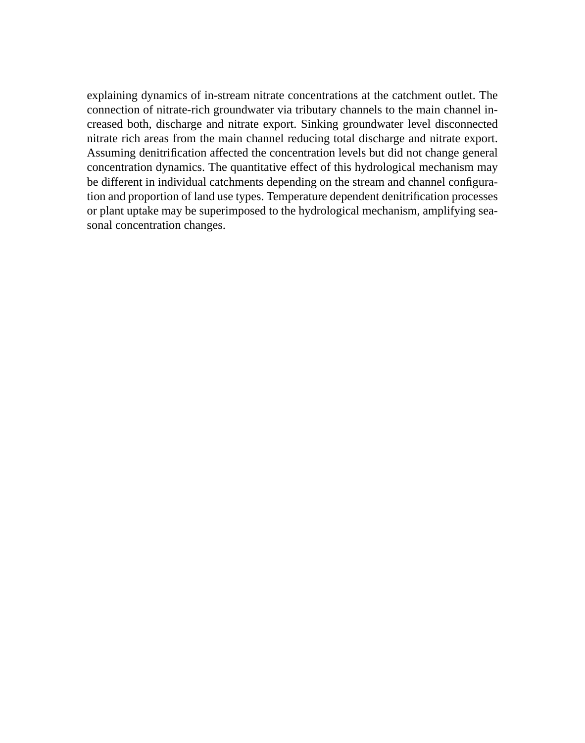explaining dynamics of in-stream nitrate concentrations at the catchment outlet. The connection of nitrate-rich groundwater via tributary channels to the main channel increased both, discharge and nitrate export. Sinking groundwater level disconnected nitrate rich areas from the main channel reducing total discharge and nitrate export. Assuming denitrification affected the concentration levels but did not change general concentration dynamics. The quantitative effect of this hydrological mechanism may be different in individual catchments depending on the stream and channel configuration and proportion of land use types. Temperature dependent denitrification processes or plant uptake may be superimposed to the hydrological mechanism, amplifying seasonal concentration changes.